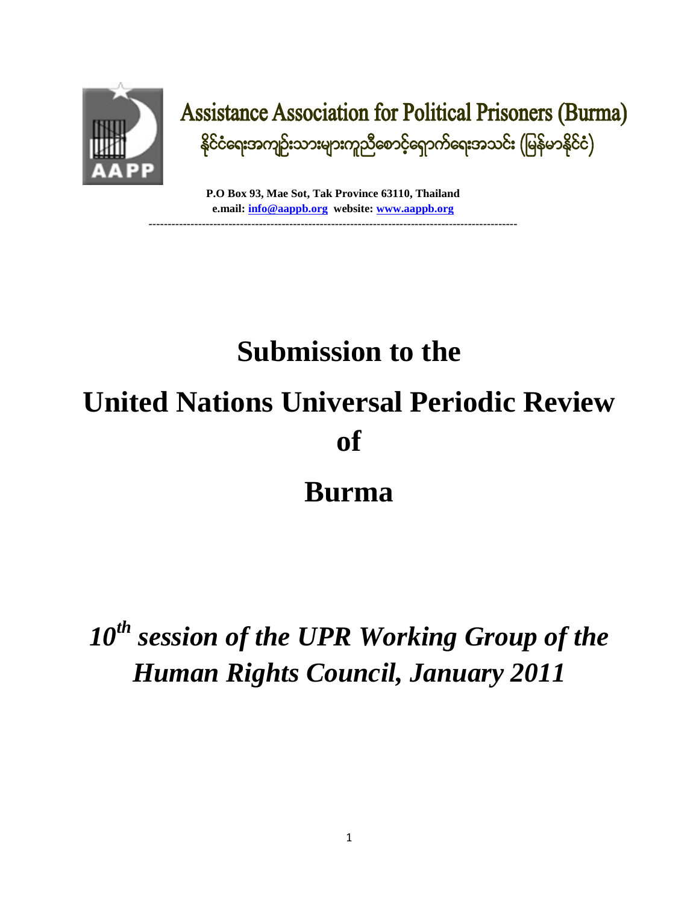Assistance Association for Political Prisoners (Burma)

နိုင်ငံရေးအကျဉ်းသားများကူညီစောင့်ရှောက်ရေးအသင်း (မြန်မာနိုင်ငံ)

**P.O Box 93, Mae Sot, Tak Province 63110, Thailand**
**e.mail: info@aappb.org website: www.aappb.org**

---

# Submission to the United Nations Universal Periodic Review of Burma

## *10th session of the UPR Working Group of the Human Rights Council, January 2011*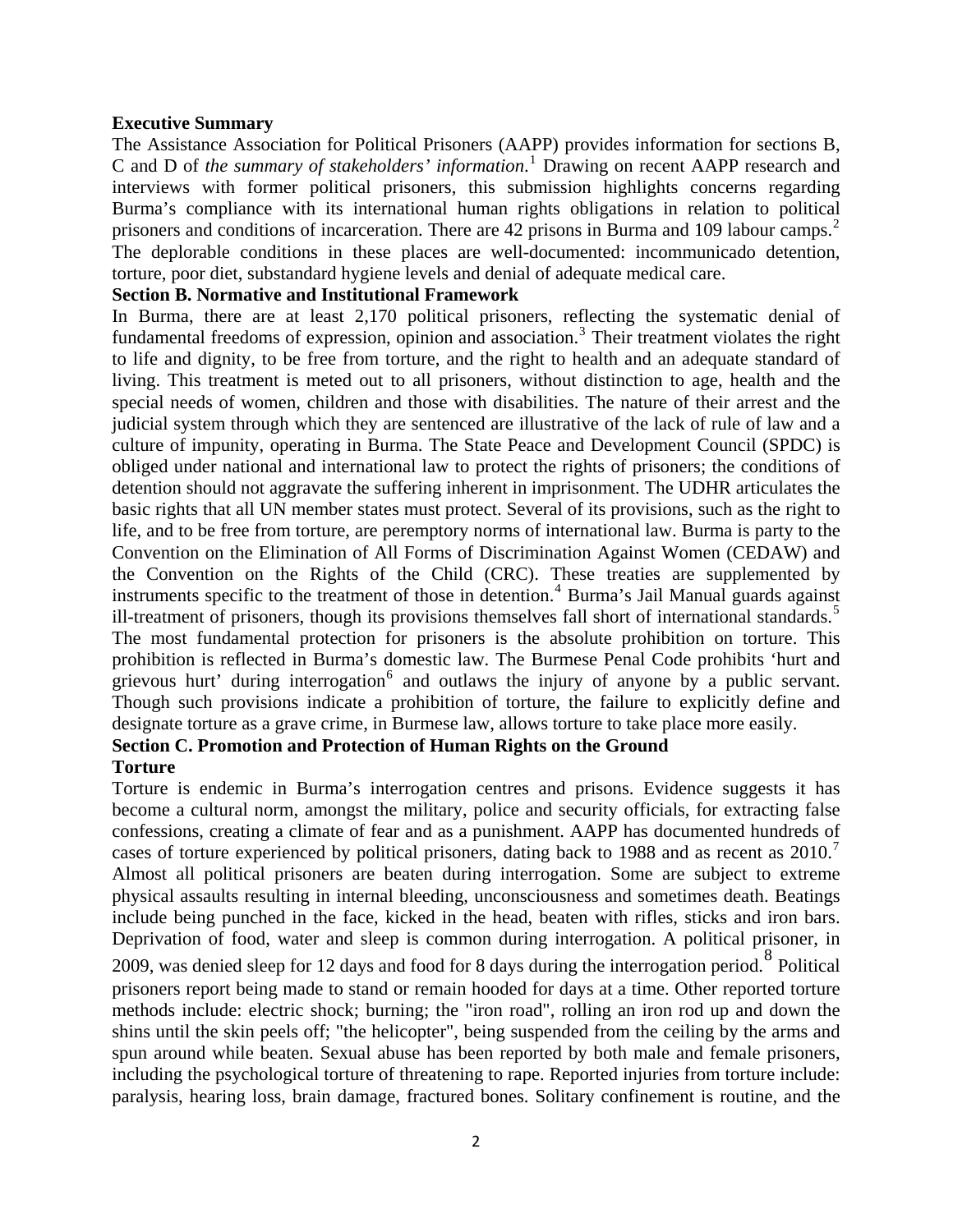**Executive Summary**

The Assistance Association for Political Prisoners (AAPP) provides information for sections B, C and D of *the summary of stakeholders' information*.[1] Drawing on recent AAPP research and interviews with former political prisoners, this submission highlights concerns regarding Burma's compliance with its international human rights obligations in relation to political prisoners and conditions of incarceration. There are 42 prisons in Burma and 109 labour camps.[2] The deplorable conditions in these places are well-documented: incommunicado detention, torture, poor diet, substandard hygiene levels and denial of adequate medical care.

**Section B. Normative and Institutional Framework**

In Burma, there are at least 2,170 political prisoners, reflecting the systematic denial of fundamental freedoms of expression, opinion and association.[3] Their treatment violates the right to life and dignity, to be free from torture, and the right to health and an adequate standard of living. This treatment is meted out to all prisoners, without distinction to age, health and the special needs of women, children and those with disabilities. The nature of their arrest and the judicial system through which they are sentenced are illustrative of the lack of rule of law and a culture of impunity, operating in Burma. The State Peace and Development Council (SPDC) is obliged under national and international law to protect the rights of prisoners; the conditions of detention should not aggravate the suffering inherent in imprisonment. The UDHR articulates the basic rights that all UN member states must protect. Several of its provisions, such as the right to life, and to be free from torture, are peremptory norms of international law. Burma is party to the Convention on the Elimination of All Forms of Discrimination Against Women (CEDAW) and the Convention on the Rights of the Child (CRC). These treaties are supplemented by instruments specific to the treatment of those in detention.[4] Burma's Jail Manual guards against ill-treatment of prisoners, though its provisions themselves fall short of international standards.[5] The most fundamental protection for prisoners is the absolute prohibition on torture. This prohibition is reflected in Burma's domestic law. The Burmese Penal Code prohibits 'hurt and grievous hurt' during interrogation[6] and outlaws the injury of anyone by a public servant. Though such provisions indicate a prohibition of torture, the failure to explicitly define and designate torture as a grave crime, in Burmese law, allows torture to take place more easily.

**Section C. Promotion and Protection of Human Rights on the Ground**

**Torture**

Torture is endemic in Burma's interrogation centres and prisons. Evidence suggests it has become a cultural norm, amongst the military, police and security officials, for extracting false confessions, creating a climate of fear and as a punishment. AAPP has documented hundreds of cases of torture experienced by political prisoners, dating back to 1988 and as recent as 2010.[7] Almost all political prisoners are beaten during interrogation. Some are subject to extreme physical assaults resulting in internal bleeding, unconsciousness and sometimes death. Beatings include being punched in the face, kicked in the head, beaten with rifles, sticks and iron bars. Deprivation of food, water and sleep is common during interrogation. A political prisoner, in 2009, was denied sleep for 12 days and food for 8 days during the interrogation period.[8] Political prisoners report being made to stand or remain hooded for days at a time. Other reported torture methods include: electric shock; burning; the "iron road", rolling an iron rod up and down the shins until the skin peels off; "the helicopter", being suspended from the ceiling by the arms and spun around while beaten. Sexual abuse has been reported by both male and female prisoners, including the psychological torture of threatening to rape. Reported injuries from torture include: paralysis, hearing loss, brain damage, fractured bones. Solitary confinement is routine, and the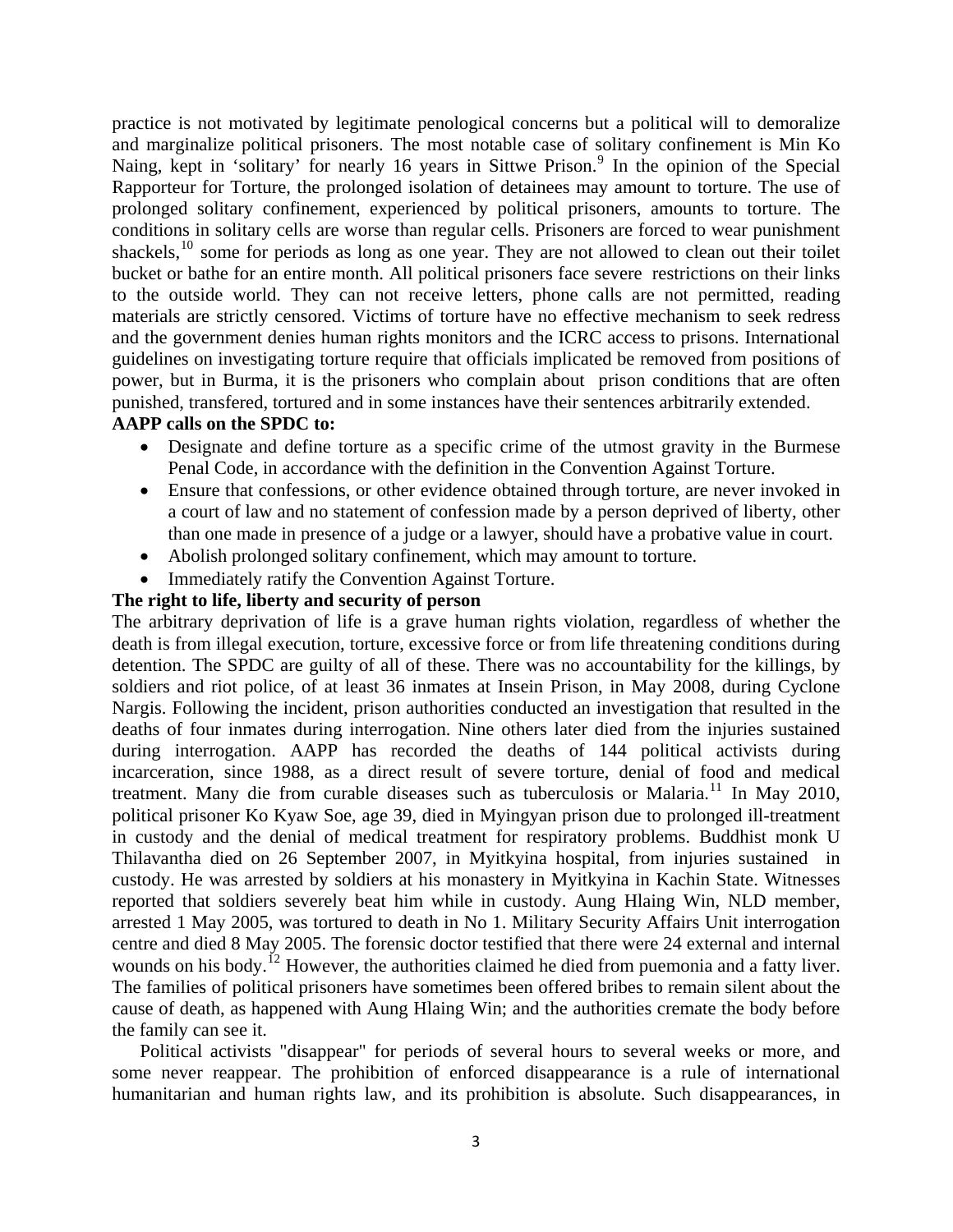practice is not motivated by legitimate penological concerns but a political will to demoralize and marginalize political prisoners. The most notable case of solitary confinement is Min Ko Naing, kept in 'solitary' for nearly 16 years in Sittwe Prison.[9] In the opinion of the Special Rapporteur for Torture, the prolonged isolation of detainees may amount to torture. The use of prolonged solitary confinement, experienced by political prisoners, amounts to torture. The conditions in solitary cells are worse than regular cells. Prisoners are forced to wear punishment shackels,[10] some for periods as long as one year. They are not allowed to clean out their toilet bucket or bathe for an entire month. All political prisoners face severe restrictions on their links to the outside world. They can not receive letters, phone calls are not permitted, reading materials are strictly censored. Victims of torture have no effective mechanism to seek redress and the government denies human rights monitors and the ICRC access to prisons. International guidelines on investigating torture require that officials implicated be removed from positions of power, but in Burma, it is the prisoners who complain about prison conditions that are often punished, transfered, tortured and in some instances have their sentences arbitrarily extended.

**AAPP calls on the SPDC to:**

- Designate and define torture as a specific crime of the utmost gravity in the Burmese Penal Code, in accordance with the definition in the Convention Against Torture.
- Ensure that confessions, or other evidence obtained through torture, are never invoked in a court of law and no statement of confession made by a person deprived of liberty, other than one made in presence of a judge or a lawyer, should have a probative value in court.
- Abolish prolonged solitary confinement, which may amount to torture.
- Immediately ratify the Convention Against Torture.

**The right to life, liberty and security of person**

The arbitrary deprivation of life is a grave human rights violation, regardless of whether the death is from illegal execution, torture, excessive force or from life threatening conditions during detention. The SPDC are guilty of all of these. There was no accountability for the killings, by soldiers and riot police, of at least 36 inmates at Insein Prison, in May 2008, during Cyclone Nargis. Following the incident, prison authorities conducted an investigation that resulted in the deaths of four inmates during interrogation. Nine others later died from the injuries sustained during interrogation. AAPP has recorded the deaths of 144 political activists during incarceration, since 1988, as a direct result of severe torture, denial of food and medical treatment. Many die from curable diseases such as tuberculosis or Malaria.[11] In May 2010, political prisoner Ko Kyaw Soe, age 39, died in Myingyan prison due to prolonged ill-treatment in custody and the denial of medical treatment for respiratory problems. Buddhist monk U Thilavantha died on 26 September 2007, in Myitkyina hospital, from injuries sustained in custody. He was arrested by soldiers at his monastery in Myitkyina in Kachin State. Witnesses reported that soldiers severely beat him while in custody. Aung Hlaing Win, NLD member, arrested 1 May 2005, was tortured to death in No 1. Military Security Affairs Unit interrogation centre and died 8 May 2005. The forensic doctor testified that there were 24 external and internal wounds on his body.[12] However, the authorities claimed he died from puemonia and a fatty liver. The families of political prisoners have sometimes been offered bribes to remain silent about the cause of death, as happened with Aung Hlaing Win; and the authorities cremate the body before the family can see it.

Political activists "disappear" for periods of several hours to several weeks or more, and some never reappear. The prohibition of enforced disappearance is a rule of international humanitarian and human rights law, and its prohibition is absolute. Such disappearances, in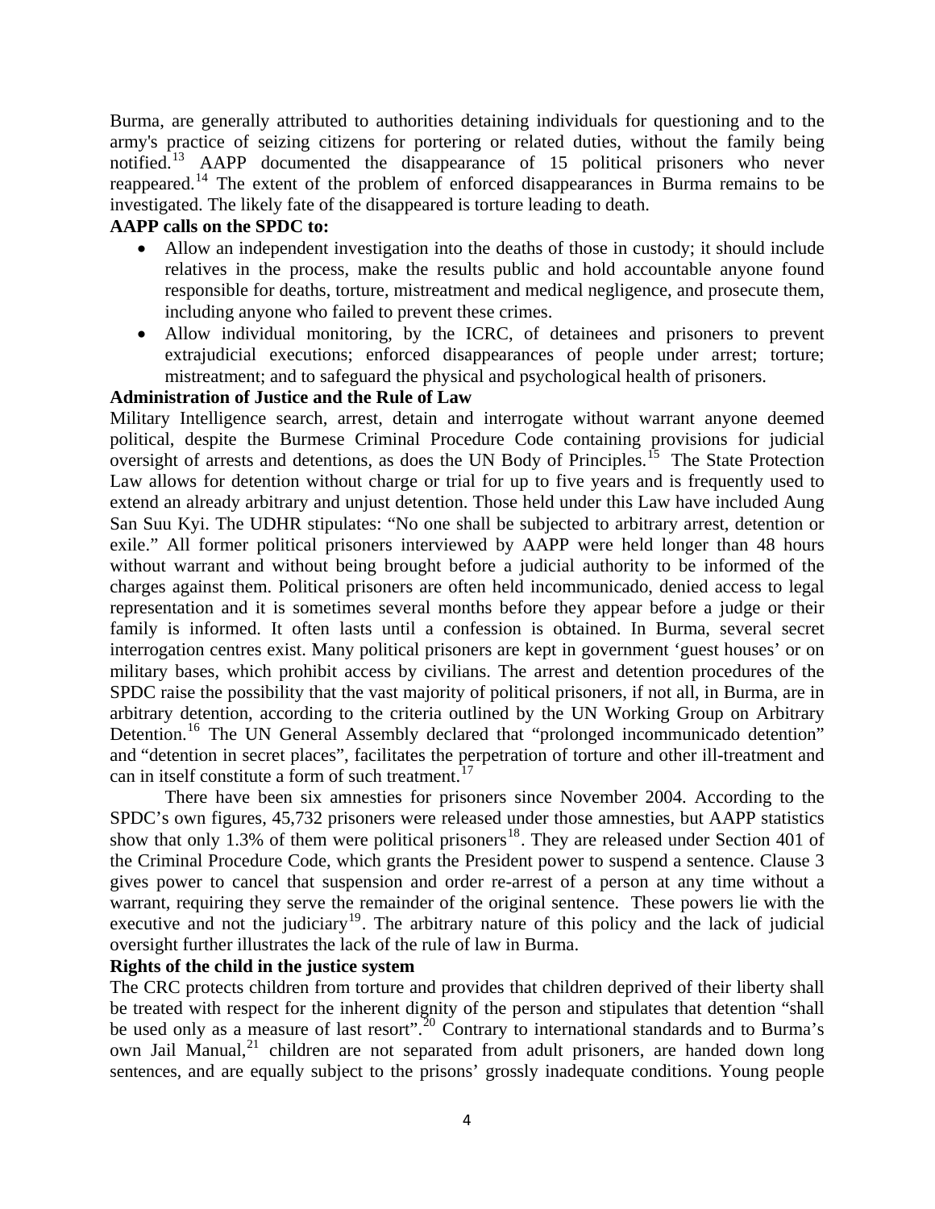Burma, are generally attributed to authorities detaining individuals for questioning and to the army's practice of seizing citizens for portering or related duties, without the family being notified.[13] AAPP documented the disappearance of 15 political prisoners who never reappeared.[14] The extent of the problem of enforced disappearances in Burma remains to be investigated. The likely fate of the disappeared is torture leading to death.

**AAPP calls on the SPDC to:**

- Allow an independent investigation into the deaths of those in custody; it should include relatives in the process, make the results public and hold accountable anyone found responsible for deaths, torture, mistreatment and medical negligence, and prosecute them, including anyone who failed to prevent these crimes.
- Allow individual monitoring, by the ICRC, of detainees and prisoners to prevent extrajudicial executions; enforced disappearances of people under arrest; torture; mistreatment; and to safeguard the physical and psychological health of prisoners.

**Administration of Justice and the Rule of Law**

Military Intelligence search, arrest, detain and interrogate without warrant anyone deemed political, despite the Burmese Criminal Procedure Code containing provisions for judicial oversight of arrests and detentions, as does the UN Body of Principles.[15] The State Protection Law allows for detention without charge or trial for up to five years and is frequently used to extend an already arbitrary and unjust detention. Those held under this Law have included Aung San Suu Kyi. The UDHR stipulates: "No one shall be subjected to arbitrary arrest, detention or exile." All former political prisoners interviewed by AAPP were held longer than 48 hours without warrant and without being brought before a judicial authority to be informed of the charges against them. Political prisoners are often held incommunicado, denied access to legal representation and it is sometimes several months before they appear before a judge or their family is informed. It often lasts until a confession is obtained. In Burma, several secret interrogation centres exist. Many political prisoners are kept in government 'guest houses' or on military bases, which prohibit access by civilians. The arrest and detention procedures of the SPDC raise the possibility that the vast majority of political prisoners, if not all, in Burma, are in arbitrary detention, according to the criteria outlined by the UN Working Group on Arbitrary Detention.[16] The UN General Assembly declared that "prolonged incommunicado detention" and "detention in secret places", facilitates the perpetration of torture and other ill-treatment and can in itself constitute a form of such treatment.[17]

There have been six amnesties for prisoners since November 2004. According to the SPDC's own figures, 45,732 prisoners were released under those amnesties, but AAPP statistics show that only 1.3% of them were political prisoners[18]. They are released under Section 401 of the Criminal Procedure Code, which grants the President power to suspend a sentence. Clause 3 gives power to cancel that suspension and order re-arrest of a person at any time without a warrant, requiring they serve the remainder of the original sentence. These powers lie with the executive and not the judiciary[19]. The arbitrary nature of this policy and the lack of judicial oversight further illustrates the lack of the rule of law in Burma.

**Rights of the child in the justice system**

The CRC protects children from torture and provides that children deprived of their liberty shall be treated with respect for the inherent dignity of the person and stipulates that detention "shall be used only as a measure of last resort".[20] Contrary to international standards and to Burma's own Jail Manual,[21] children are not separated from adult prisoners, are handed down long sentences, and are equally subject to the prisons' grossly inadequate conditions. Young people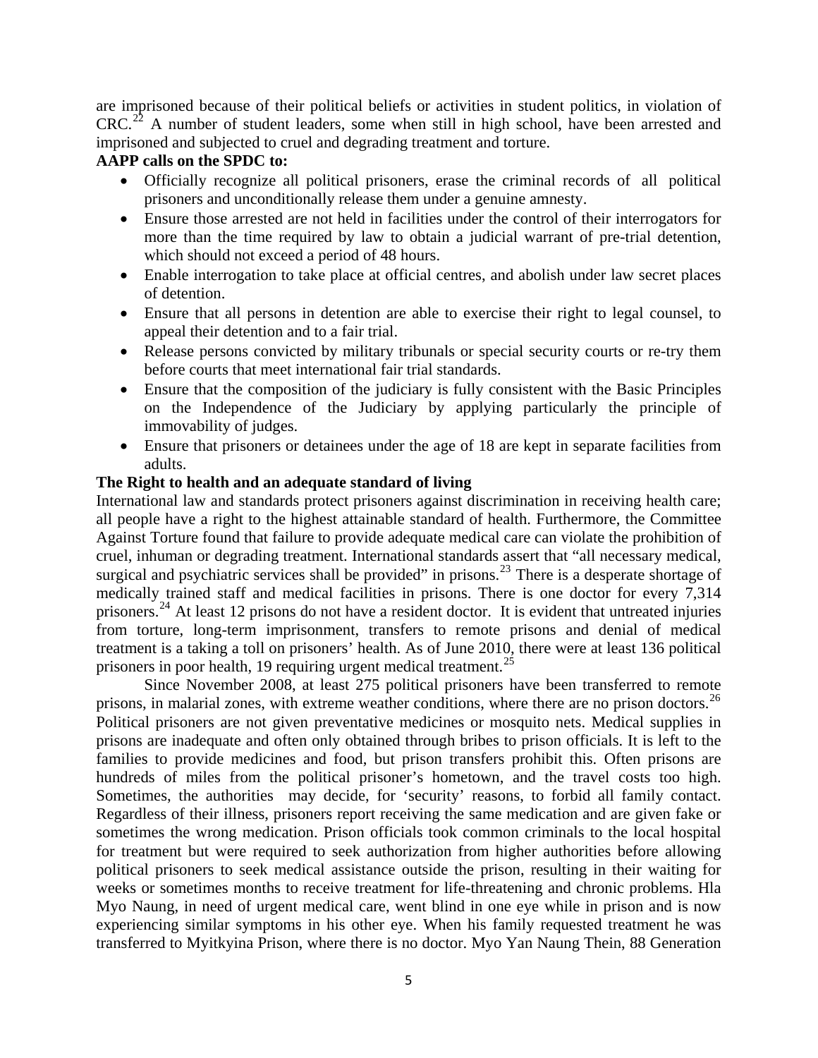are imprisoned because of their political beliefs or activities in student politics, in violation of CRC.[22] A number of student leaders, some when still in high school, have been arrested and imprisoned and subjected to cruel and degrading treatment and torture.

**AAPP calls on the SPDC to:**

- Officially recognize all political prisoners, erase the criminal records of all political prisoners and unconditionally release them under a genuine amnesty.
- Ensure those arrested are not held in facilities under the control of their interrogators for more than the time required by law to obtain a judicial warrant of pre-trial detention, which should not exceed a period of 48 hours.
- Enable interrogation to take place at official centres, and abolish under law secret places of detention.
- Ensure that all persons in detention are able to exercise their right to legal counsel, to appeal their detention and to a fair trial.
- Release persons convicted by military tribunals or special security courts or re-try them before courts that meet international fair trial standards.
- Ensure that the composition of the judiciary is fully consistent with the Basic Principles on the Independence of the Judiciary by applying particularly the principle of immovability of judges.
- Ensure that prisoners or detainees under the age of 18 are kept in separate facilities from adults.

**The Right to health and an adequate standard of living**

International law and standards protect prisoners against discrimination in receiving health care; all people have a right to the highest attainable standard of health. Furthermore, the Committee Against Torture found that failure to provide adequate medical care can violate the prohibition of cruel, inhuman or degrading treatment. International standards assert that "all necessary medical, surgical and psychiatric services shall be provided" in prisons.[23] There is a desperate shortage of medically trained staff and medical facilities in prisons. There is one doctor for every 7,314 prisoners.[24] At least 12 prisons do not have a resident doctor. It is evident that untreated injuries from torture, long-term imprisonment, transfers to remote prisons and denial of medical treatment is a taking a toll on prisoners' health. As of June 2010, there were at least 136 political prisoners in poor health, 19 requiring urgent medical treatment.[25]

Since November 2008, at least 275 political prisoners have been transferred to remote prisons, in malarial zones, with extreme weather conditions, where there are no prison doctors.[26] Political prisoners are not given preventative medicines or mosquito nets. Medical supplies in prisons are inadequate and often only obtained through bribes to prison officials. It is left to the families to provide medicines and food, but prison transfers prohibit this. Often prisons are hundreds of miles from the political prisoner's hometown, and the travel costs too high. Sometimes, the authorities may decide, for 'security' reasons, to forbid all family contact. Regardless of their illness, prisoners report receiving the same medication and are given fake or sometimes the wrong medication. Prison officials took common criminals to the local hospital for treatment but were required to seek authorization from higher authorities before allowing political prisoners to seek medical assistance outside the prison, resulting in their waiting for weeks or sometimes months to receive treatment for life-threatening and chronic problems. Hla Myo Naung, in need of urgent medical care, went blind in one eye while in prison and is now experiencing similar symptoms in his other eye. When his family requested treatment he was transferred to Myitkyina Prison, where there is no doctor. Myo Yan Naung Thein, 88 Generation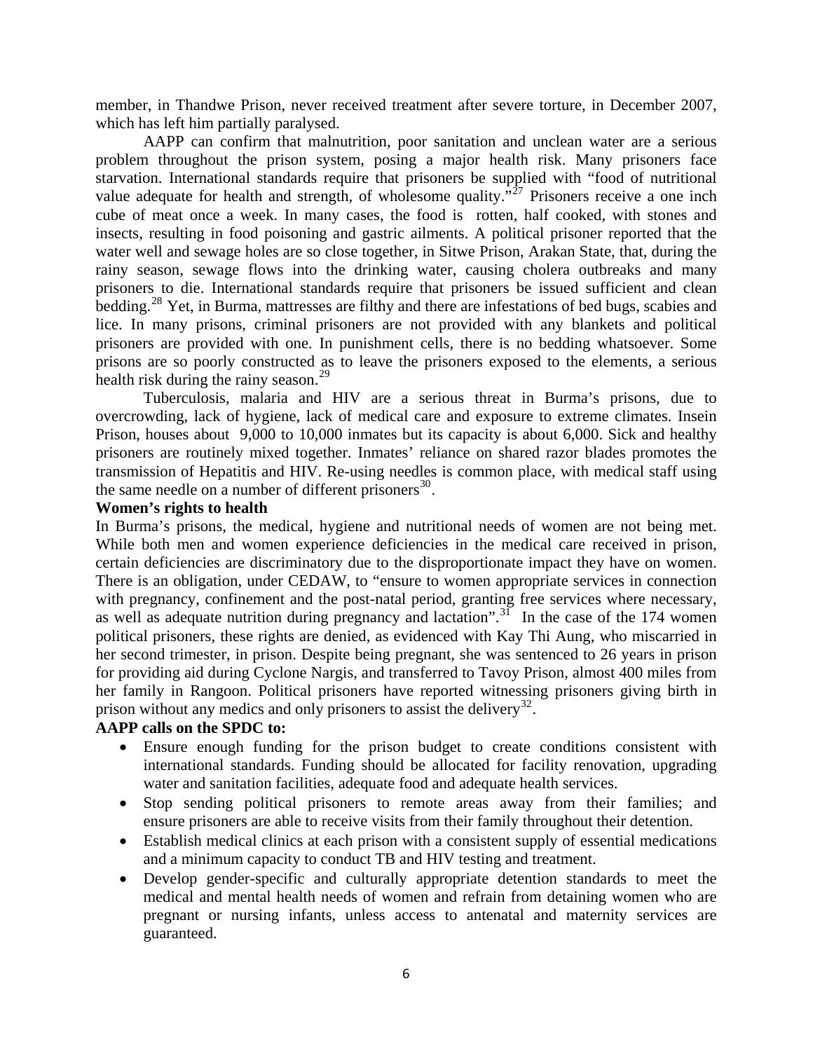member, in Thandwe Prison, never received treatment after severe torture, in December 2007, which has left him partially paralysed.

AAPP can confirm that malnutrition, poor sanitation and unclean water are a serious problem throughout the prison system, posing a major health risk. Many prisoners face starvation. International standards require that prisoners be supplied with "food of nutritional value adequate for health and strength, of wholesome quality."[27] Prisoners receive a one inch cube of meat once a week. In many cases, the food is rotten, half cooked, with stones and insects, resulting in food poisoning and gastric ailments. A political prisoner reported that the water well and sewage holes are so close together, in Sitwe Prison, Arakan State, that, during the rainy season, sewage flows into the drinking water, causing cholera outbreaks and many prisoners to die. International standards require that prisoners be issued sufficient and clean bedding.[28] Yet, in Burma, mattresses are filthy and there are infestations of bed bugs, scabies and lice. In many prisons, criminal prisoners are not provided with any blankets and political prisoners are provided with one. In punishment cells, there is no bedding whatsoever. Some prisons are so poorly constructed as to leave the prisoners exposed to the elements, a serious health risk during the rainy season.[29]

Tuberculosis, malaria and HIV are a serious threat in Burma's prisons, due to overcrowding, lack of hygiene, lack of medical care and exposure to extreme climates. Insein Prison, houses about 9,000 to 10,000 inmates but its capacity is about 6,000. Sick and healthy prisoners are routinely mixed together. Inmates' reliance on shared razor blades promotes the transmission of Hepatitis and HIV. Re-using needles is common place, with medical staff using the same needle on a number of different prisoners[30].

**Women's rights to health**

In Burma's prisons, the medical, hygiene and nutritional needs of women are not being met. While both men and women experience deficiencies in the medical care received in prison, certain deficiencies are discriminatory due to the disproportionate impact they have on women. There is an obligation, under CEDAW, to "ensure to women appropriate services in connection with pregnancy, confinement and the post-natal period, granting free services where necessary, as well as adequate nutrition during pregnancy and lactation".[31] In the case of the 174 women political prisoners, these rights are denied, as evidenced with Kay Thi Aung, who miscarried in her second trimester, in prison. Despite being pregnant, she was sentenced to 26 years in prison for providing aid during Cyclone Nargis, and transferred to Tavoy Prison, almost 400 miles from her family in Rangoon. Political prisoners have reported witnessing prisoners giving birth in prison without any medics and only prisoners to assist the delivery[32].

**AAPP calls on the SPDC to:**

- Ensure enough funding for the prison budget to create conditions consistent with international standards. Funding should be allocated for facility renovation, upgrading water and sanitation facilities, adequate food and adequate health services.
- Stop sending political prisoners to remote areas away from their families; and ensure prisoners are able to receive visits from their family throughout their detention.
- Establish medical clinics at each prison with a consistent supply of essential medications and a minimum capacity to conduct TB and HIV testing and treatment.
- Develop gender-specific and culturally appropriate detention standards to meet the medical and mental health needs of women and refrain from detaining women who are pregnant or nursing infants, unless access to antenatal and maternity services are guaranteed.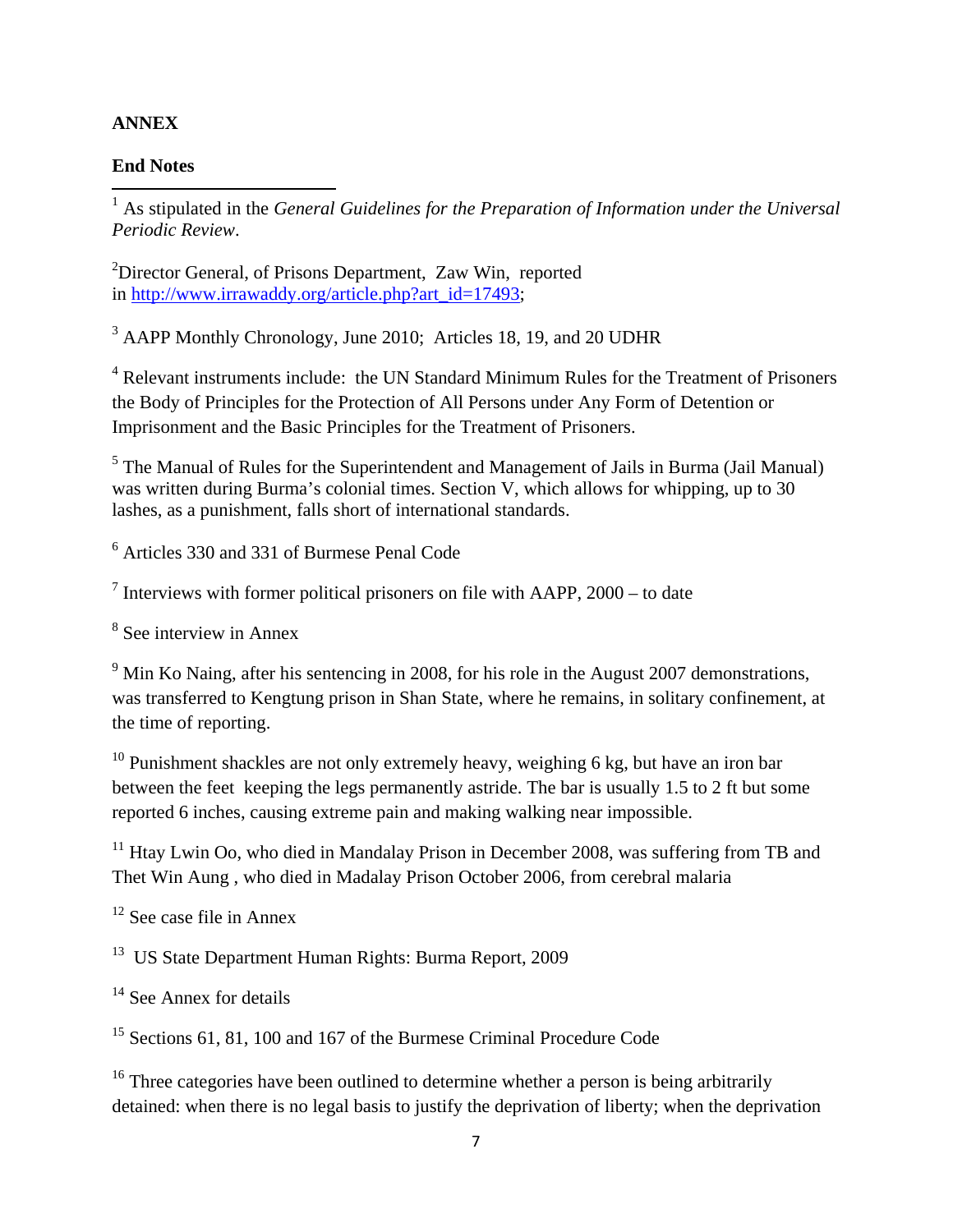**ANNEX**

**End Notes**

[1] As stipulated in the *General Guidelines for the Preparation of Information under the Universal Periodic Review*.

[2]Director General, of Prisons Department, Zaw Win, reported in http://www.irrawaddy.org/article.php?art_id=17493;

[3] AAPP Monthly Chronology, June 2010; Articles 18, 19, and 20 UDHR

[4] Relevant instruments include: the UN Standard Minimum Rules for the Treatment of Prisoners the Body of Principles for the Protection of All Persons under Any Form of Detention or Imprisonment and the Basic Principles for the Treatment of Prisoners.

[5] The Manual of Rules for the Superintendent and Management of Jails in Burma (Jail Manual) was written during Burma's colonial times. Section V, which allows for whipping, up to 30 lashes, as a punishment, falls short of international standards.

[6] Articles 330 and 331 of Burmese Penal Code

[7] Interviews with former political prisoners on file with AAPP, 2000 – to date

[8] See interview in Annex

[9] Min Ko Naing, after his sentencing in 2008, for his role in the August 2007 demonstrations, was transferred to Kengtung prison in Shan State, where he remains, in solitary confinement, at the time of reporting.

[10] Punishment shackles are not only extremely heavy, weighing 6 kg, but have an iron bar between the feet keeping the legs permanently astride. The bar is usually 1.5 to 2 ft but some reported 6 inches, causing extreme pain and making walking near impossible.

[11] Htay Lwin Oo, who died in Mandalay Prison in December 2008, was suffering from TB and Thet Win Aung , who died in Madalay Prison October 2006, from cerebral malaria

[12] See case file in Annex

[13] US State Department Human Rights: Burma Report, 2009

[14] See Annex for details

[15] Sections 61, 81, 100 and 167 of the Burmese Criminal Procedure Code

[16] Three categories have been outlined to determine whether a person is being arbitrarily detained: when there is no legal basis to justify the deprivation of liberty; when the deprivation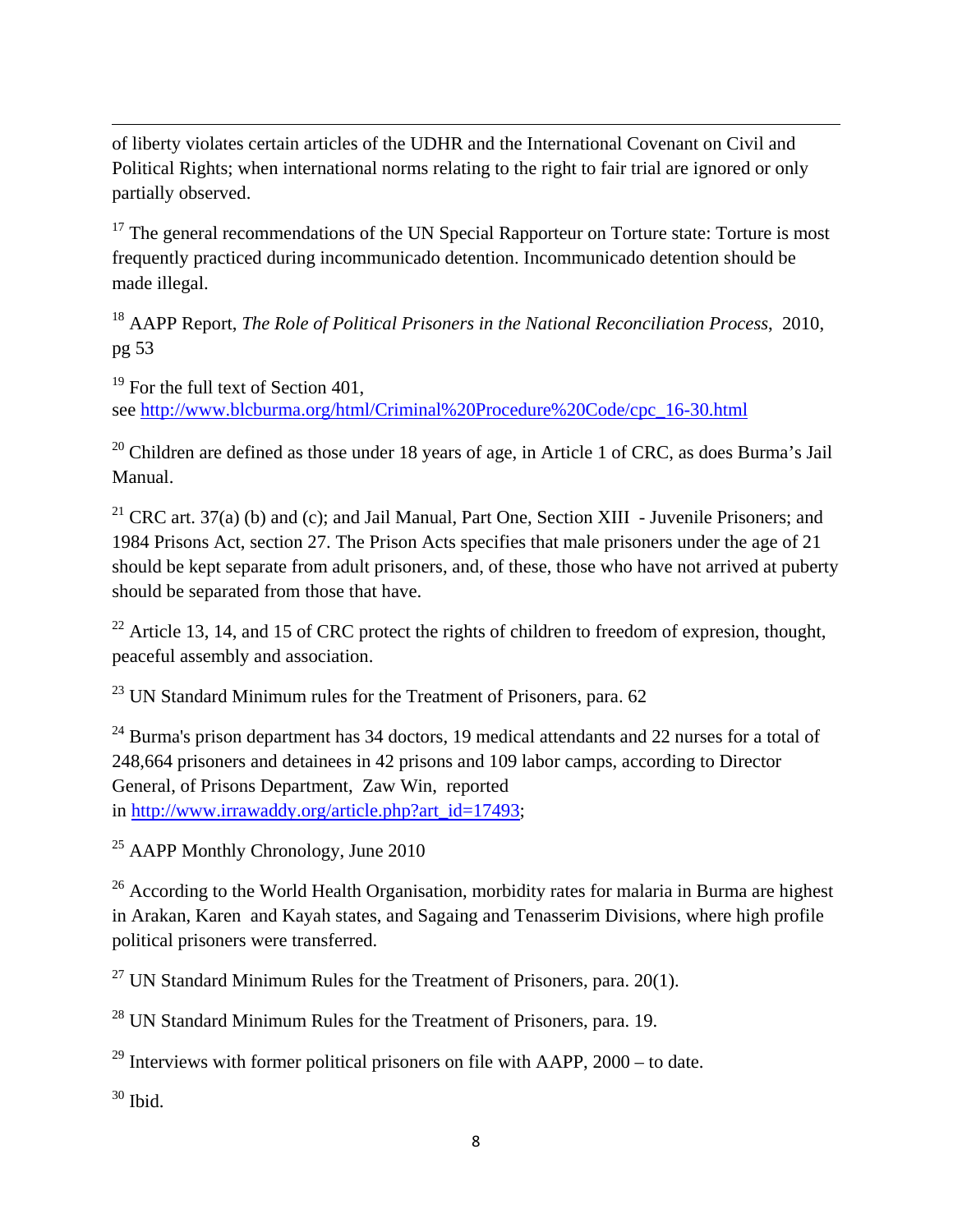of liberty violates certain articles of the UDHR and the International Covenant on Civil and Political Rights; when international norms relating to the right to fair trial are ignored or only partially observed.

[17] The general recommendations of the UN Special Rapporteur on Torture state: Torture is most frequently practiced during incommunicado detention. Incommunicado detention should be made illegal.

[18] AAPP Report, *The Role of Political Prisoners in the National Reconciliation Process*, 2010, pg 53

[19] For the full text of Section 401, see http://www.blcburma.org/html/Criminal%20Procedure%20Code/cpc_16-30.html

[20] Children are defined as those under 18 years of age, in Article 1 of CRC, as does Burma's Jail Manual.

[21] CRC art. 37(a) (b) and (c); and Jail Manual, Part One, Section XIII - Juvenile Prisoners; and 1984 Prisons Act, section 27. The Prison Acts specifies that male prisoners under the age of 21 should be kept separate from adult prisoners, and, of these, those who have not arrived at puberty should be separated from those that have.

[22] Article 13, 14, and 15 of CRC protect the rights of children to freedom of expresion, thought, peaceful assembly and association.

[23] UN Standard Minimum rules for the Treatment of Prisoners, para. 62

[24] Burma's prison department has 34 doctors, 19 medical attendants and 22 nurses for a total of 248,664 prisoners and detainees in 42 prisons and 109 labor camps, according to Director General, of Prisons Department, Zaw Win, reported in http://www.irrawaddy.org/article.php?art_id=17493;

[25] AAPP Monthly Chronology, June 2010

[26] According to the World Health Organisation, morbidity rates for malaria in Burma are highest in Arakan, Karen and Kayah states, and Sagaing and Tenasserim Divisions, where high profile political prisoners were transferred.

[27] UN Standard Minimum Rules for the Treatment of Prisoners, para. 20(1).

[28] UN Standard Minimum Rules for the Treatment of Prisoners, para. 19.

[29] Interviews with former political prisoners on file with AAPP, 2000 – to date.

[30] Ibid.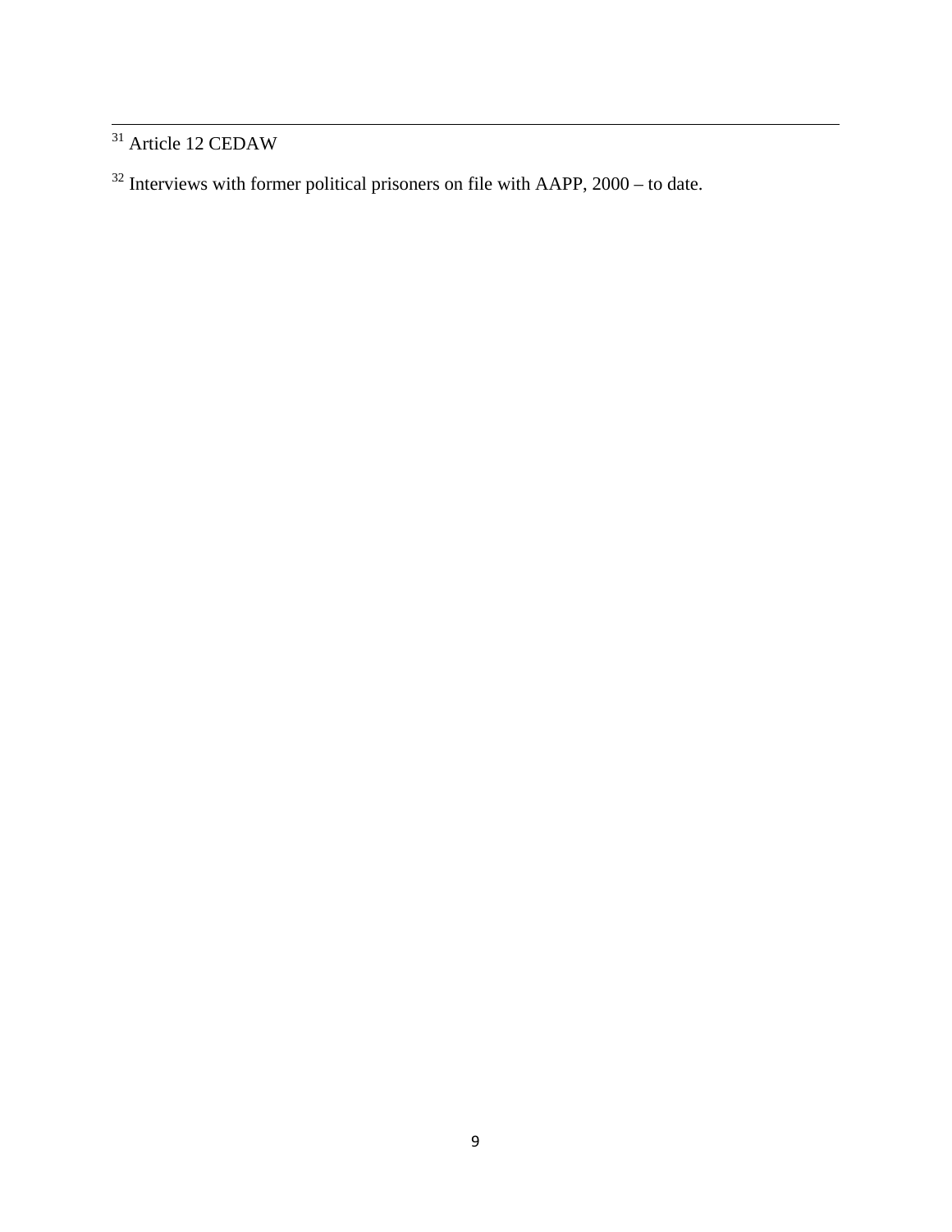[31] Article 12 CEDAW

[32] Interviews with former political prisoners on file with AAPP, 2000 – to date.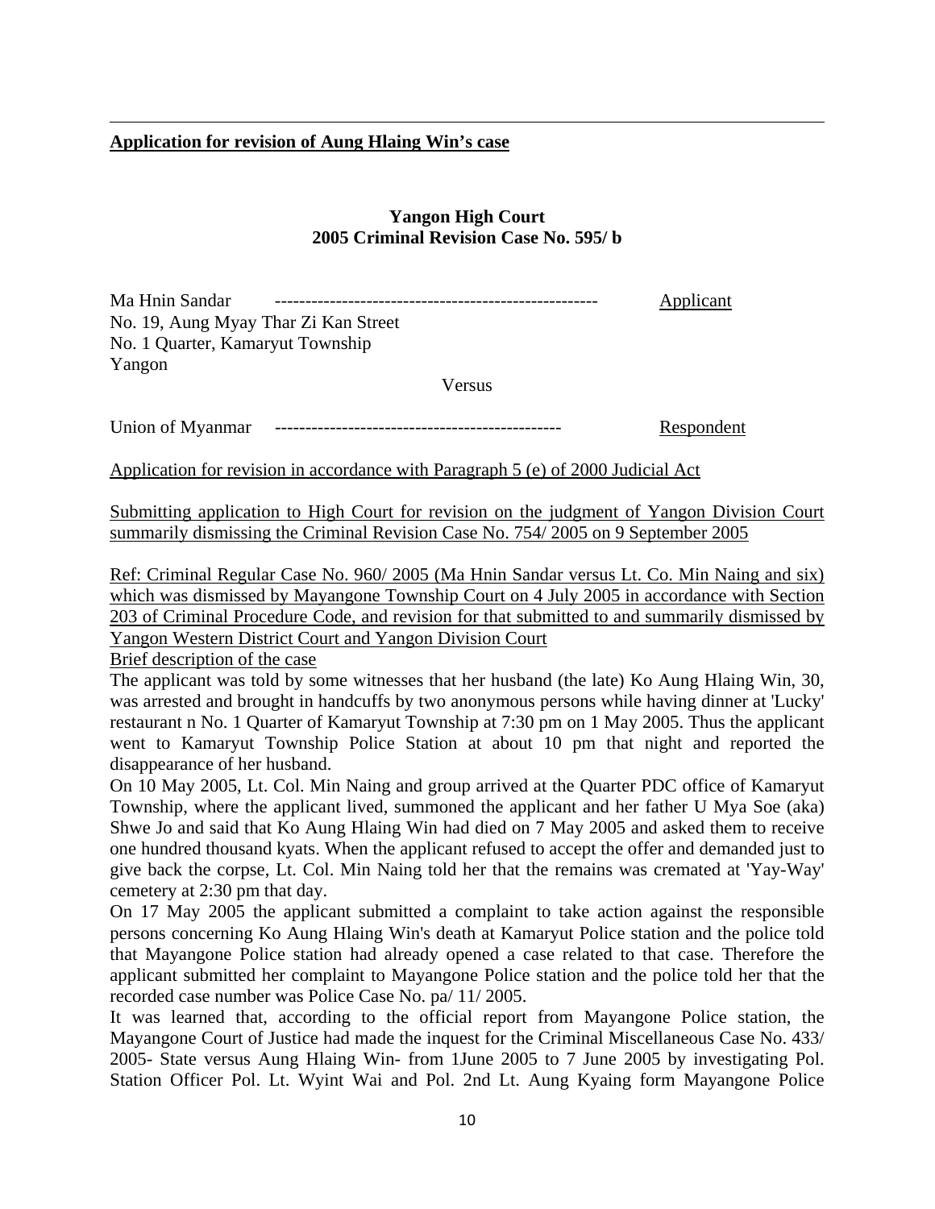**Application for revision of Aung Hlaing Win's case**

**Yangon High Court**
**2005 Criminal Revision Case No. 595/ b**

Ma Hnin Sandar ---------------------------------------------------- Applicant
No. 19, Aung Myay Thar Zi Kan Street
No. 1 Quarter, Kamaryut Township
Yangon

Versus

Union of Myanmar ---------------------------------------------- Respondent

Application for revision in accordance with Paragraph 5 (e) of 2000 Judicial Act

Submitting application to High Court for revision on the judgment of Yangon Division Court summarily dismissing the Criminal Revision Case No. 754/ 2005 on 9 September 2005

Ref: Criminal Regular Case No. 960/ 2005 (Ma Hnin Sandar versus Lt. Co. Min Naing and six) which was dismissed by Mayangone Township Court on 4 July 2005 in accordance with Section 203 of Criminal Procedure Code, and revision for that submitted to and summarily dismissed by Yangon Western District Court and Yangon Division Court

Brief description of the case

The applicant was told by some witnesses that her husband (the late) Ko Aung Hlaing Win, 30, was arrested and brought in handcuffs by two anonymous persons while having dinner at 'Lucky' restaurant n No. 1 Quarter of Kamaryut Township at 7:30 pm on 1 May 2005. Thus the applicant went to Kamaryut Township Police Station at about 10 pm that night and reported the disappearance of her husband.

On 10 May 2005, Lt. Col. Min Naing and group arrived at the Quarter PDC office of Kamaryut Township, where the applicant lived, summoned the applicant and her father U Mya Soe (aka) Shwe Jo and said that Ko Aung Hlaing Win had died on 7 May 2005 and asked them to receive one hundred thousand kyats. When the applicant refused to accept the offer and demanded just to give back the corpse, Lt. Col. Min Naing told her that the remains was cremated at 'Yay-Way' cemetery at 2:30 pm that day.

On 17 May 2005 the applicant submitted a complaint to take action against the responsible persons concerning Ko Aung Hlaing Win's death at Kamaryut Police station and the police told that Mayangone Police station had already opened a case related to that case. Therefore the applicant submitted her complaint to Mayangone Police station and the police told her that the recorded case number was Police Case No. pa/ 11/ 2005.

It was learned that, according to the official report from Mayangone Police station, the Mayangone Court of Justice had made the inquest for the Criminal Miscellaneous Case No. 433/ 2005- State versus Aung Hlaing Win- from 1June 2005 to 7 June 2005 by investigating Pol. Station Officer Pol. Lt. Wyint Wai and Pol. 2nd Lt. Aung Kyaing form Mayangone Police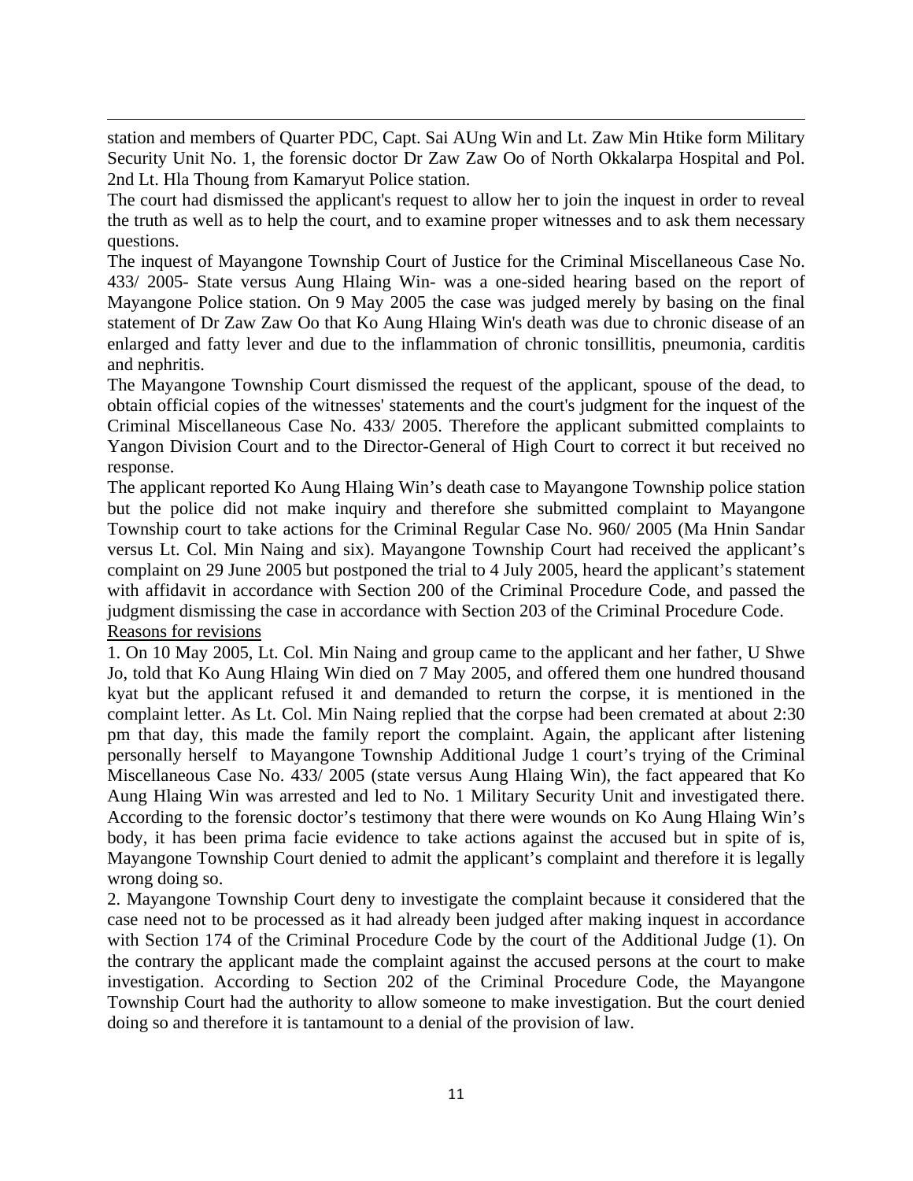station and members of Quarter PDC, Capt. Sai AUng Win and Lt. Zaw Min Htike form Military Security Unit No. 1, the forensic doctor Dr Zaw Zaw Oo of North Okkalarpa Hospital and Pol. 2nd Lt. Hla Thoung from Kamaryut Police station.

The court had dismissed the applicant's request to allow her to join the inquest in order to reveal the truth as well as to help the court, and to examine proper witnesses and to ask them necessary questions.

The inquest of Mayangone Township Court of Justice for the Criminal Miscellaneous Case No. 433/ 2005- State versus Aung Hlaing Win- was a one-sided hearing based on the report of Mayangone Police station. On 9 May 2005 the case was judged merely by basing on the final statement of Dr Zaw Zaw Oo that Ko Aung Hlaing Win's death was due to chronic disease of an enlarged and fatty lever and due to the inflammation of chronic tonsillitis, pneumonia, carditis and nephritis.

The Mayangone Township Court dismissed the request of the applicant, spouse of the dead, to obtain official copies of the witnesses' statements and the court's judgment for the inquest of the Criminal Miscellaneous Case No. 433/ 2005. Therefore the applicant submitted complaints to Yangon Division Court and to the Director-General of High Court to correct it but received no response.

The applicant reported Ko Aung Hlaing Win's death case to Mayangone Township police station but the police did not make inquiry and therefore she submitted complaint to Mayangone Township court to take actions for the Criminal Regular Case No. 960/ 2005 (Ma Hnin Sandar versus Lt. Col. Min Naing and six). Mayangone Township Court had received the applicant's complaint on 29 June 2005 but postponed the trial to 4 July 2005, heard the applicant's statement with affidavit in accordance with Section 200 of the Criminal Procedure Code, and passed the judgment dismissing the case in accordance with Section 203 of the Criminal Procedure Code.

Reasons for revisions

1. On 10 May 2005, Lt. Col. Min Naing and group came to the applicant and her father, U Shwe Jo, told that Ko Aung Hlaing Win died on 7 May 2005, and offered them one hundred thousand kyat but the applicant refused it and demanded to return the corpse, it is mentioned in the complaint letter. As Lt. Col. Min Naing replied that the corpse had been cremated at about 2:30 pm that day, this made the family report the complaint. Again, the applicant after listening personally herself to Mayangone Township Additional Judge 1 court's trying of the Criminal Miscellaneous Case No. 433/ 2005 (state versus Aung Hlaing Win), the fact appeared that Ko Aung Hlaing Win was arrested and led to No. 1 Military Security Unit and investigated there. According to the forensic doctor's testimony that there were wounds on Ko Aung Hlaing Win's body, it has been prima facie evidence to take actions against the accused but in spite of is, Mayangone Township Court denied to admit the applicant's complaint and therefore it is legally wrong doing so.

2. Mayangone Township Court deny to investigate the complaint because it considered that the case need not to be processed as it had already been judged after making inquest in accordance with Section 174 of the Criminal Procedure Code by the court of the Additional Judge (1). On the contrary the applicant made the complaint against the accused persons at the court to make investigation. According to Section 202 of the Criminal Procedure Code, the Mayangone Township Court had the authority to allow someone to make investigation. But the court denied doing so and therefore it is tantamount to a denial of the provision of law.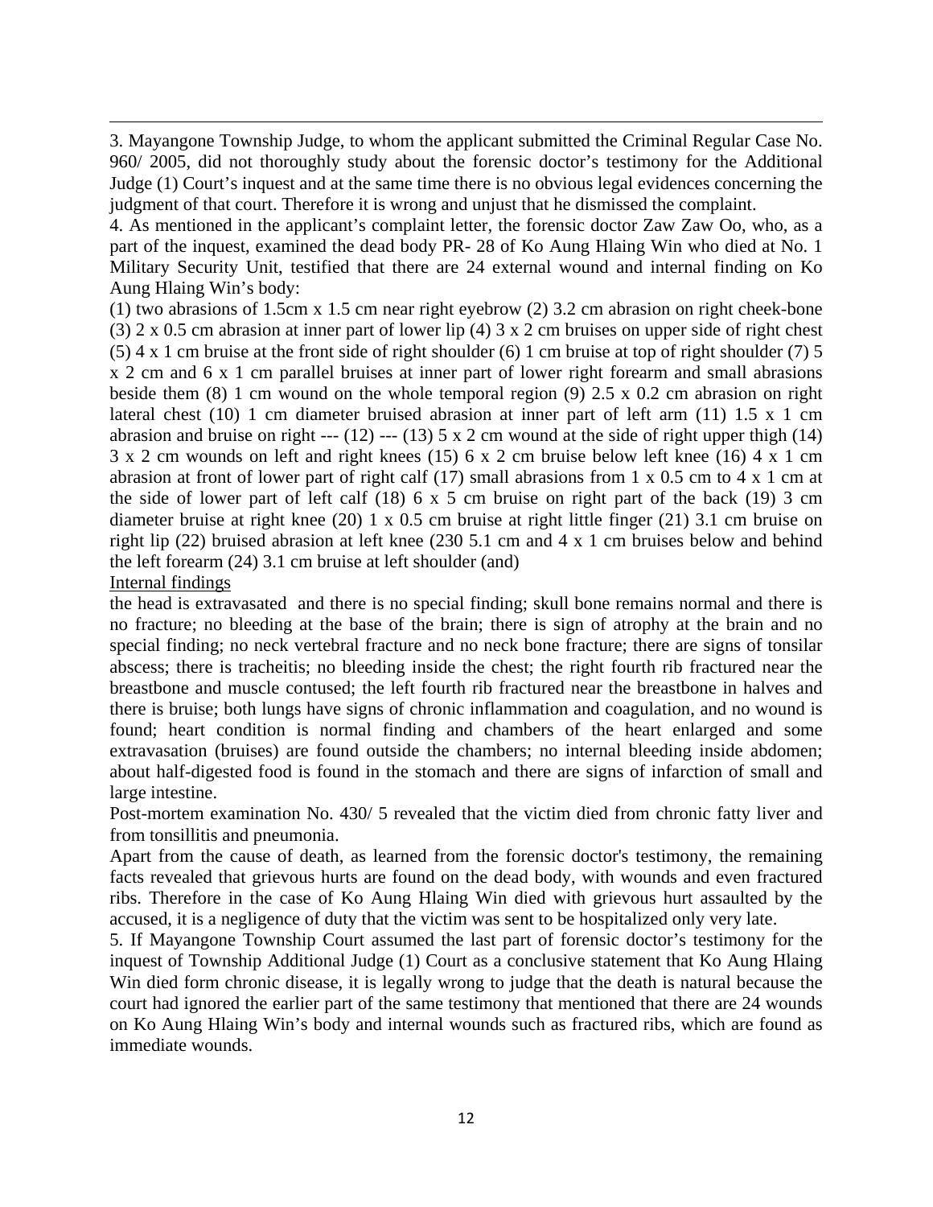3. Mayangone Township Judge, to whom the applicant submitted the Criminal Regular Case No. 960/ 2005, did not thoroughly study about the forensic doctor's testimony for the Additional Judge (1) Court's inquest and at the same time there is no obvious legal evidences concerning the judgment of that court. Therefore it is wrong and unjust that he dismissed the complaint.

4. As mentioned in the applicant's complaint letter, the forensic doctor Zaw Zaw Oo, who, as a part of the inquest, examined the dead body PR- 28 of Ko Aung Hlaing Win who died at No. 1 Military Security Unit, testified that there are 24 external wound and internal finding on Ko Aung Hlaing Win's body:

(1) two abrasions of 1.5cm x 1.5 cm near right eyebrow (2) 3.2 cm abrasion on right cheek-bone (3) 2 x 0.5 cm abrasion at inner part of lower lip (4) 3 x 2 cm bruises on upper side of right chest (5) 4 x 1 cm bruise at the front side of right shoulder (6) 1 cm bruise at top of right shoulder (7) 5 x 2 cm and 6 x 1 cm parallel bruises at inner part of lower right forearm and small abrasions beside them (8) 1 cm wound on the whole temporal region (9) 2.5 x 0.2 cm abrasion on right lateral chest (10) 1 cm diameter bruised abrasion at inner part of left arm (11) 1.5 x 1 cm abrasion and bruise on right --- (12) --- (13) 5 x 2 cm wound at the side of right upper thigh (14) 3 x 2 cm wounds on left and right knees (15) 6 x 2 cm bruise below left knee (16) 4 x 1 cm abrasion at front of lower part of right calf (17) small abrasions from 1 x 0.5 cm to 4 x 1 cm at the side of lower part of left calf (18) 6 x 5 cm bruise on right part of the back (19) 3 cm diameter bruise at right knee (20) 1 x 0.5 cm bruise at right little finger (21) 3.1 cm bruise on right lip (22) bruised abrasion at left knee (230 5.1 cm and 4 x 1 cm bruises below and behind the left forearm (24) 3.1 cm bruise at left shoulder (and)

Internal findings

the head is extravasated and there is no special finding; skull bone remains normal and there is no fracture; no bleeding at the base of the brain; there is sign of atrophy at the brain and no special finding; no neck vertebral fracture and no neck bone fracture; there are signs of tonsilar abscess; there is tracheitis; no bleeding inside the chest; the right fourth rib fractured near the breastbone and muscle contused; the left fourth rib fractured near the breastbone in halves and there is bruise; both lungs have signs of chronic inflammation and coagulation, and no wound is found; heart condition is normal finding and chambers of the heart enlarged and some extravasation (bruises) are found outside the chambers; no internal bleeding inside abdomen; about half-digested food is found in the stomach and there are signs of infarction of small and large intestine.

Post-mortem examination No. 430/ 5 revealed that the victim died from chronic fatty liver and from tonsillitis and pneumonia.

Apart from the cause of death, as learned from the forensic doctor's testimony, the remaining facts revealed that grievous hurts are found on the dead body, with wounds and even fractured ribs. Therefore in the case of Ko Aung Hlaing Win died with grievous hurt assaulted by the accused, it is a negligence of duty that the victim was sent to be hospitalized only very late.

5. If Mayangone Township Court assumed the last part of forensic doctor's testimony for the inquest of Township Additional Judge (1) Court as a conclusive statement that Ko Aung Hlaing Win died form chronic disease, it is legally wrong to judge that the death is natural because the court had ignored the earlier part of the same testimony that mentioned that there are 24 wounds on Ko Aung Hlaing Win's body and internal wounds such as fractured ribs, which are found as immediate wounds.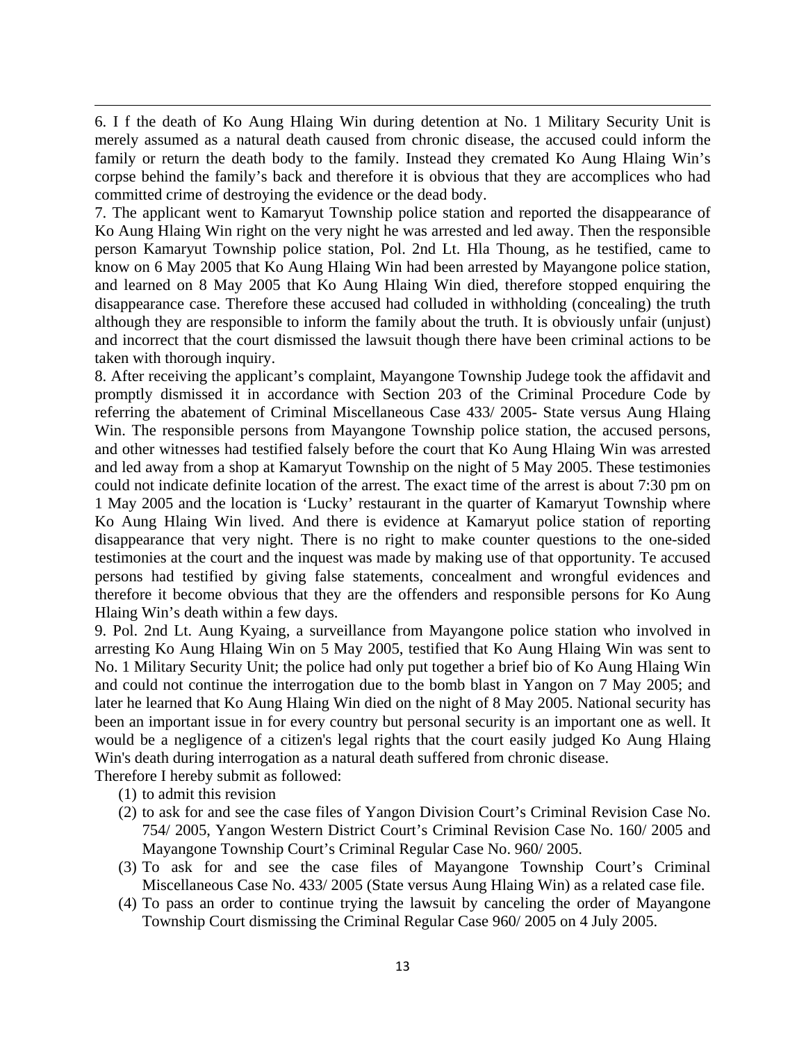6. I f the death of Ko Aung Hlaing Win during detention at No. 1 Military Security Unit is merely assumed as a natural death caused from chronic disease, the accused could inform the family or return the death body to the family. Instead they cremated Ko Aung Hlaing Win's corpse behind the family's back and therefore it is obvious that they are accomplices who had committed crime of destroying the evidence or the dead body.

7. The applicant went to Kamaryut Township police station and reported the disappearance of Ko Aung Hlaing Win right on the very night he was arrested and led away. Then the responsible person Kamaryut Township police station, Pol. 2nd Lt. Hla Thoung, as he testified, came to know on 6 May 2005 that Ko Aung Hlaing Win had been arrested by Mayangone police station, and learned on 8 May 2005 that Ko Aung Hlaing Win died, therefore stopped enquiring the disappearance case. Therefore these accused had colluded in withholding (concealing) the truth although they are responsible to inform the family about the truth. It is obviously unfair (unjust) and incorrect that the court dismissed the lawsuit though there have been criminal actions to be taken with thorough inquiry.

8. After receiving the applicant's complaint, Mayangone Township Judege took the affidavit and promptly dismissed it in accordance with Section 203 of the Criminal Procedure Code by referring the abatement of Criminal Miscellaneous Case 433/ 2005- State versus Aung Hlaing Win. The responsible persons from Mayangone Township police station, the accused persons, and other witnesses had testified falsely before the court that Ko Aung Hlaing Win was arrested and led away from a shop at Kamaryut Township on the night of 5 May 2005. These testimonies could not indicate definite location of the arrest. The exact time of the arrest is about 7:30 pm on 1 May 2005 and the location is 'Lucky' restaurant in the quarter of Kamaryut Township where Ko Aung Hlaing Win lived. And there is evidence at Kamaryut police station of reporting disappearance that very night. There is no right to make counter questions to the one-sided testimonies at the court and the inquest was made by making use of that opportunity. Te accused persons had testified by giving false statements, concealment and wrongful evidences and therefore it become obvious that they are the offenders and responsible persons for Ko Aung Hlaing Win's death within a few days.

9. Pol. 2nd Lt. Aung Kyaing, a surveillance from Mayangone police station who involved in arresting Ko Aung Hlaing Win on 5 May 2005, testified that Ko Aung Hlaing Win was sent to No. 1 Military Security Unit; the police had only put together a brief bio of Ko Aung Hlaing Win and could not continue the interrogation due to the bomb blast in Yangon on 7 May 2005; and later he learned that Ko Aung Hlaing Win died on the night of 8 May 2005. National security has been an important issue in for every country but personal security is an important one as well. It would be a negligence of a citizen's legal rights that the court easily judged Ko Aung Hlaing Win's death during interrogation as a natural death suffered from chronic disease.

Therefore I hereby submit as followed:

(1) to admit this revision

(2) to ask for and see the case files of Yangon Division Court's Criminal Revision Case No. 754/ 2005, Yangon Western District Court's Criminal Revision Case No. 160/ 2005 and Mayangone Township Court's Criminal Regular Case No. 960/ 2005.

(3) To ask for and see the case files of Mayangone Township Court's Criminal Miscellaneous Case No. 433/ 2005 (State versus Aung Hlaing Win) as a related case file.

(4) To pass an order to continue trying the lawsuit by canceling the order of Mayangone Township Court dismissing the Criminal Regular Case 960/ 2005 on 4 July 2005.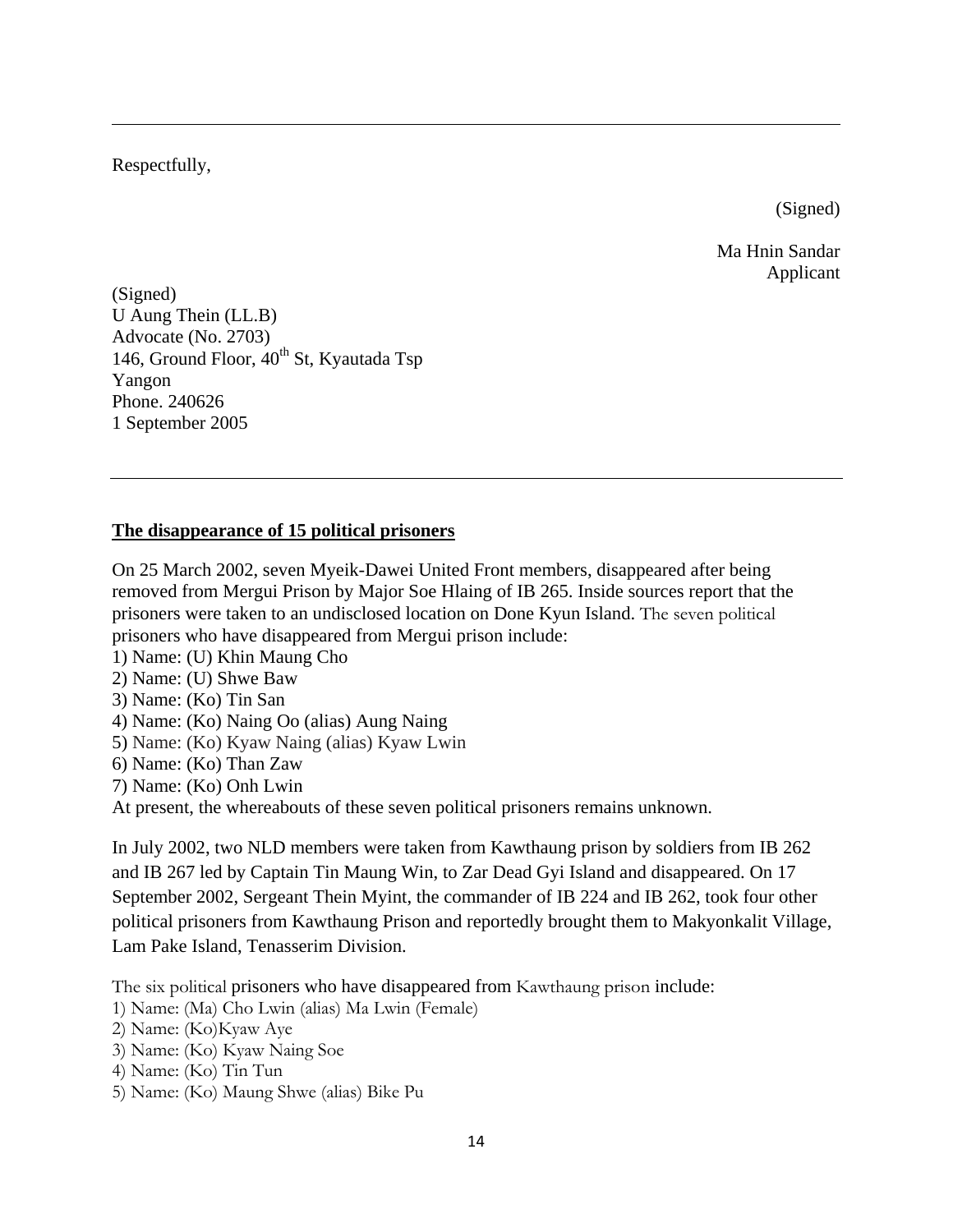---

Respectfully,

(Signed)

Ma Hnin Sandar
Applicant

(Signed)
U Aung Thein (LL.B)
Advocate (No. 2703)
146, Ground Floor, 40th St, Kyautada Tsp
Yangon
Phone. 240626
1 September 2005

---

**The disappearance of 15 political prisoners**

On 25 March 2002, seven Myeik-Dawei United Front members, disappeared after being removed from Mergui Prison by Major Soe Hlaing of IB 265. Inside sources report that the prisoners were taken to an undisclosed location on Done Kyun Island. The seven political prisoners who have disappeared from Mergui prison include:

1) Name: (U) Khin Maung Cho
2) Name: (U) Shwe Baw
3) Name: (Ko) Tin San
4) Name: (Ko) Naing Oo (alias) Aung Naing
5) Name: (Ko) Kyaw Naing (alias) Kyaw Lwin
6) Name: (Ko) Than Zaw
7) Name: (Ko) Onh Lwin

At present, the whereabouts of these seven political prisoners remains unknown.

In July 2002, two NLD members were taken from Kawthaung prison by soldiers from IB 262 and IB 267 led by Captain Tin Maung Win, to Zar Dead Gyi Island and disappeared. On 17 September 2002, Sergeant Thein Myint, the commander of IB 224 and IB 262, took four other political prisoners from Kawthaung Prison and reportedly brought them to Makyonkalit Village, Lam Pake Island, Tenasserim Division.

The six political prisoners who have disappeared from Kawthaung prison include:

1) Name: (Ma) Cho Lwin (alias) Ma Lwin (Female)
2) Name: (Ko)Kyaw Aye
3) Name: (Ko) Kyaw Naing Soe
4) Name: (Ko) Tin Tun
5) Name: (Ko) Maung Shwe (alias) Bike Pu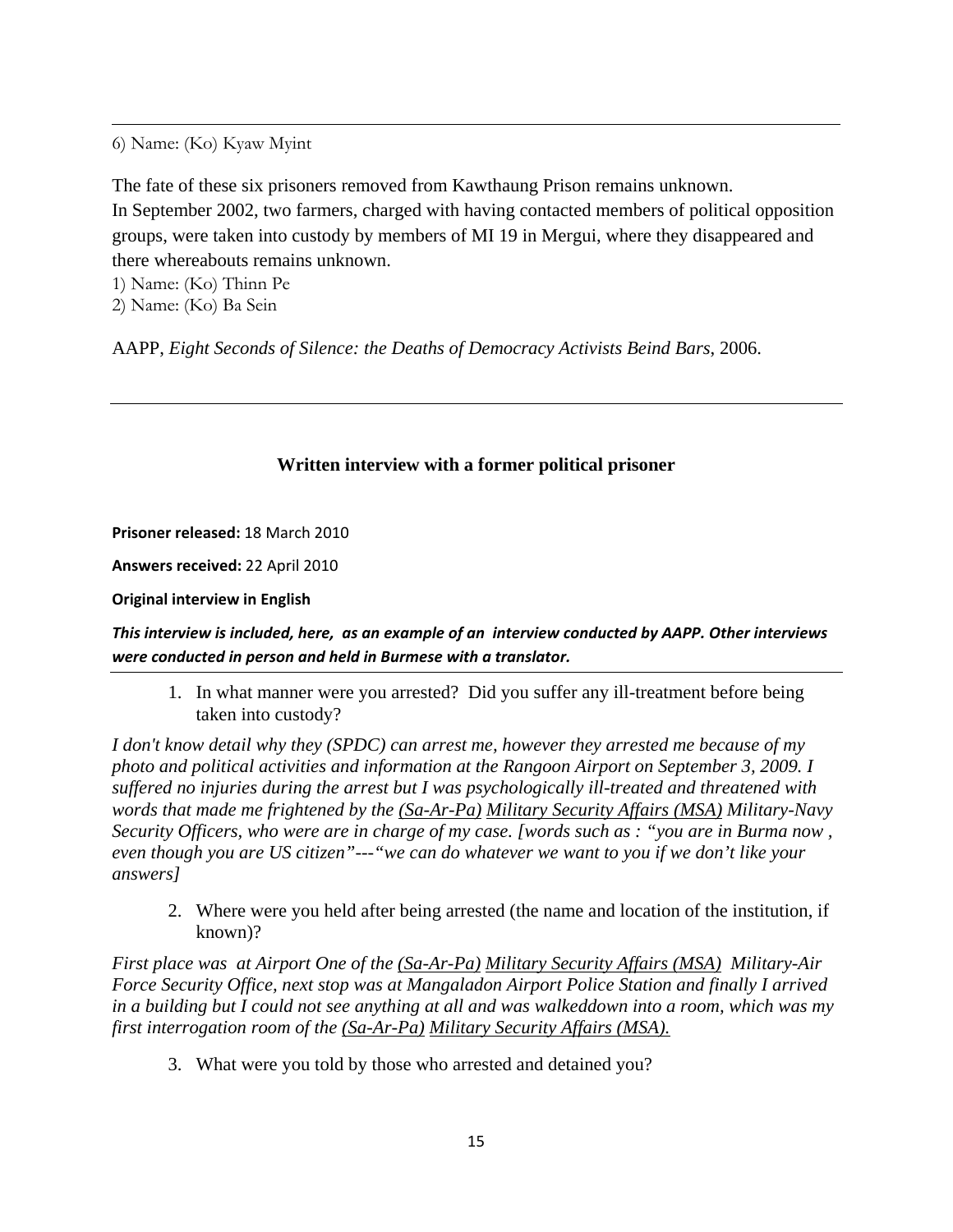6) Name: (Ko) Kyaw Myint

The fate of these six prisoners removed from Kawthaung Prison remains unknown.
In September 2002, two farmers, charged with having contacted members of political opposition groups, were taken into custody by members of MI 19 in Mergui, where they disappeared and there whereabouts remains unknown.

1) Name: (Ko) Thinn Pe
2) Name: (Ko) Ba Sein

AAPP, *Eight Seconds of Silence: the Deaths of Democracy Activists Beind Bars,* 2006.

---

### Written interview with a former political prisoner

**Prisoner released:** 18 March 2010

**Answers received:** 22 April 2010

**Original interview in English**

***This interview is included, here, as an example of an interview conducted by AAPP. Other interviews were conducted in person and held in Burmese with a translator.***

1. In what manner were you arrested? Did you suffer any ill-treatment before being taken into custody?

*I don't know detail why they (SPDC) can arrest me, however they arrested me because of my photo and political activities and information at the Rangoon Airport on September 3, 2009. I suffered no injuries during the arrest but I was psychologically ill-treated and threatened with words that made me frightened by the (Sa-Ar-Pa) Military Security Affairs (MSA) Military-Navy Security Officers, who were are in charge of my case. [words such as : "you are in Burma now , even though you are US citizen"---"we can do whatever we want to you if we don't like your answers]*

2. Where were you held after being arrested (the name and location of the institution, if known)?

*First place was at Airport One of the (Sa-Ar-Pa) Military Security Affairs (MSA) Military-Air Force Security Office, next stop was at Mangaladon Airport Police Station and finally I arrived in a building but I could not see anything at all and was walkeddown into a room, which was my first interrogation room of the (Sa-Ar-Pa) Military Security Affairs (MSA).*

3. What were you told by those who arrested and detained you?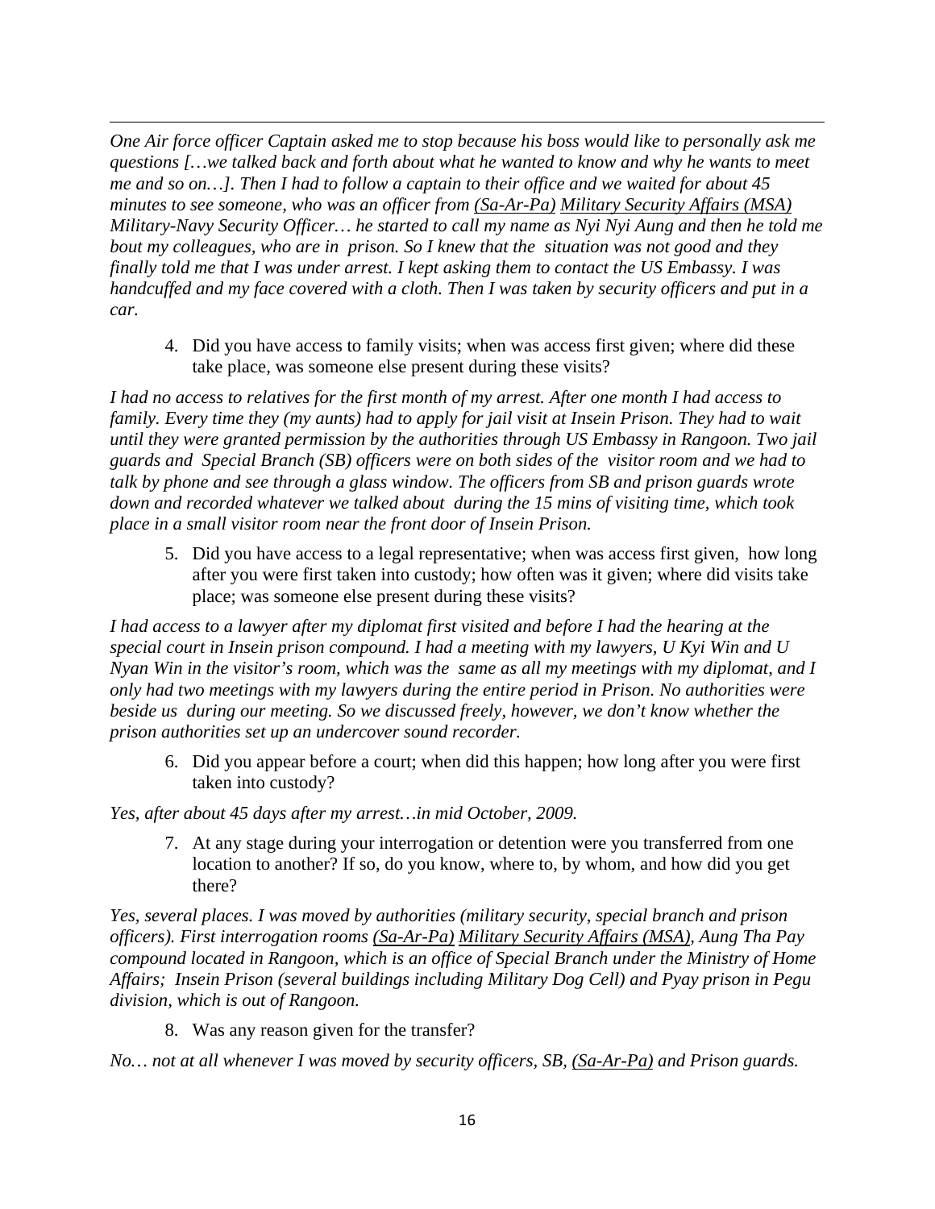*One Air force officer Captain asked me to stop because his boss would like to personally ask me questions […we talked back and forth about what he wanted to know and why he wants to meet me and so on…]. Then I had to follow a captain to their office and we waited for about 45 minutes to see someone, who was an officer from <u>(Sa-Ar-Pa)</u> <u>Military Security Affairs (MSA)</u> Military-Navy Security Officer… he started to call my name as Nyi Nyi Aung and then he told me bout my colleagues, who are in prison. So I knew that the situation was not good and they finally told me that I was under arrest. I kept asking them to contact the US Embassy. I was handcuffed and my face covered with a cloth. Then I was taken by security officers and put in a car.*

4. Did you have access to family visits; when was access first given; where did these take place, was someone else present during these visits?

*I had no access to relatives for the first month of my arrest. After one month I had access to family. Every time they (my aunts) had to apply for jail visit at Insein Prison. They had to wait until they were granted permission by the authorities through US Embassy in Rangoon. Two jail guards and Special Branch (SB) officers were on both sides of the visitor room and we had to talk by phone and see through a glass window. The officers from SB and prison guards wrote down and recorded whatever we talked about during the 15 mins of visiting time, which took place in a small visitor room near the front door of Insein Prison.*

5. Did you have access to a legal representative; when was access first given, how long after you were first taken into custody; how often was it given; where did visits take place; was someone else present during these visits?

*I had access to a lawyer after my diplomat first visited and before I had the hearing at the special court in Insein prison compound. I had a meeting with my lawyers, U Kyi Win and U Nyan Win in the visitor's room, which was the same as all my meetings with my diplomat, and I only had two meetings with my lawyers during the entire period in Prison. No authorities were beside us during our meeting. So we discussed freely, however, we don't know whether the prison authorities set up an undercover sound recorder.*

6. Did you appear before a court; when did this happen; how long after you were first taken into custody?

*Yes, after about 45 days after my arrest…in mid October, 2009.*

7. At any stage during your interrogation or detention were you transferred from one location to another? If so, do you know, where to, by whom, and how did you get there?

*Yes, several places. I was moved by authorities (military security, special branch and prison officers). First interrogation rooms <u>(Sa-Ar-Pa)</u> <u>Military Security Affairs (MSA)</u>, Aung Tha Pay compound located in Rangoon, which is an office of Special Branch under the Ministry of Home Affairs; Insein Prison (several buildings including Military Dog Cell) and Pyay prison in Pegu division, which is out of Rangoon.*

8. Was any reason given for the transfer?

*No… not at all whenever I was moved by security officers, SB, <u>(Sa-Ar-Pa)</u> and Prison guards.*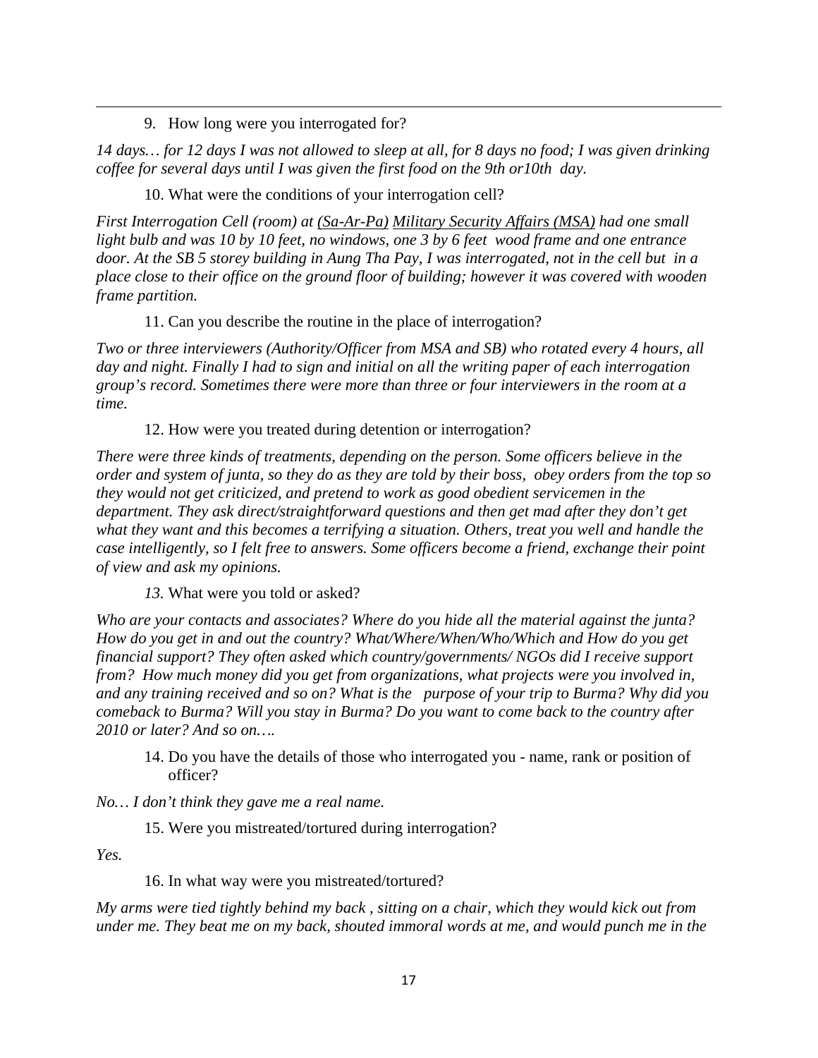9. How long were you interrogated for?

*14 days… for 12 days I was not allowed to sleep at all, for 8 days no food; I was given drinking coffee for several days until I was given the first food on the 9th or10th day.*

10. What were the conditions of your interrogation cell?

*First Interrogation Cell (room) at (Sa-Ar-Pa) Military Security Affairs (MSA) had one small light bulb and was 10 by 10 feet, no windows, one 3 by 6 feet wood frame and one entrance door. At the SB 5 storey building in Aung Tha Pay, I was interrogated, not in the cell but in a place close to their office on the ground floor of building; however it was covered with wooden frame partition.*

11. Can you describe the routine in the place of interrogation?

*Two or three interviewers (Authority/Officer from MSA and SB) who rotated every 4 hours, all day and night. Finally I had to sign and initial on all the writing paper of each interrogation group's record. Sometimes there were more than three or four interviewers in the room at a time.*

12. How were you treated during detention or interrogation?

*There were three kinds of treatments, depending on the person. Some officers believe in the order and system of junta, so they do as they are told by their boss, obey orders from the top so they would not get criticized, and pretend to work as good obedient servicemen in the department. They ask direct/straightforward questions and then get mad after they don't get what they want and this becomes a terrifying a situation. Others, treat you well and handle the case intelligently, so I felt free to answers. Some officers become a friend, exchange their point of view and ask my opinions.*

*13.* What were you told or asked?

*Who are your contacts and associates? Where do you hide all the material against the junta? How do you get in and out the country? What/Where/When/Who/Which and How do you get financial support? They often asked which country/governments/ NGOs did I receive support from? How much money did you get from organizations, what projects were you involved in, and any training received and so on? What is the purpose of your trip to Burma? Why did you comeback to Burma? Will you stay in Burma? Do you want to come back to the country after 2010 or later? And so on….*

14. Do you have the details of those who interrogated you - name, rank or position of officer?

*No… I don't think they gave me a real name.*

15. Were you mistreated/tortured during interrogation?

*Yes.*

16. In what way were you mistreated/tortured?

*My arms were tied tightly behind my back , sitting on a chair, which they would kick out from under me. They beat me on my back, shouted immoral words at me, and would punch me in the*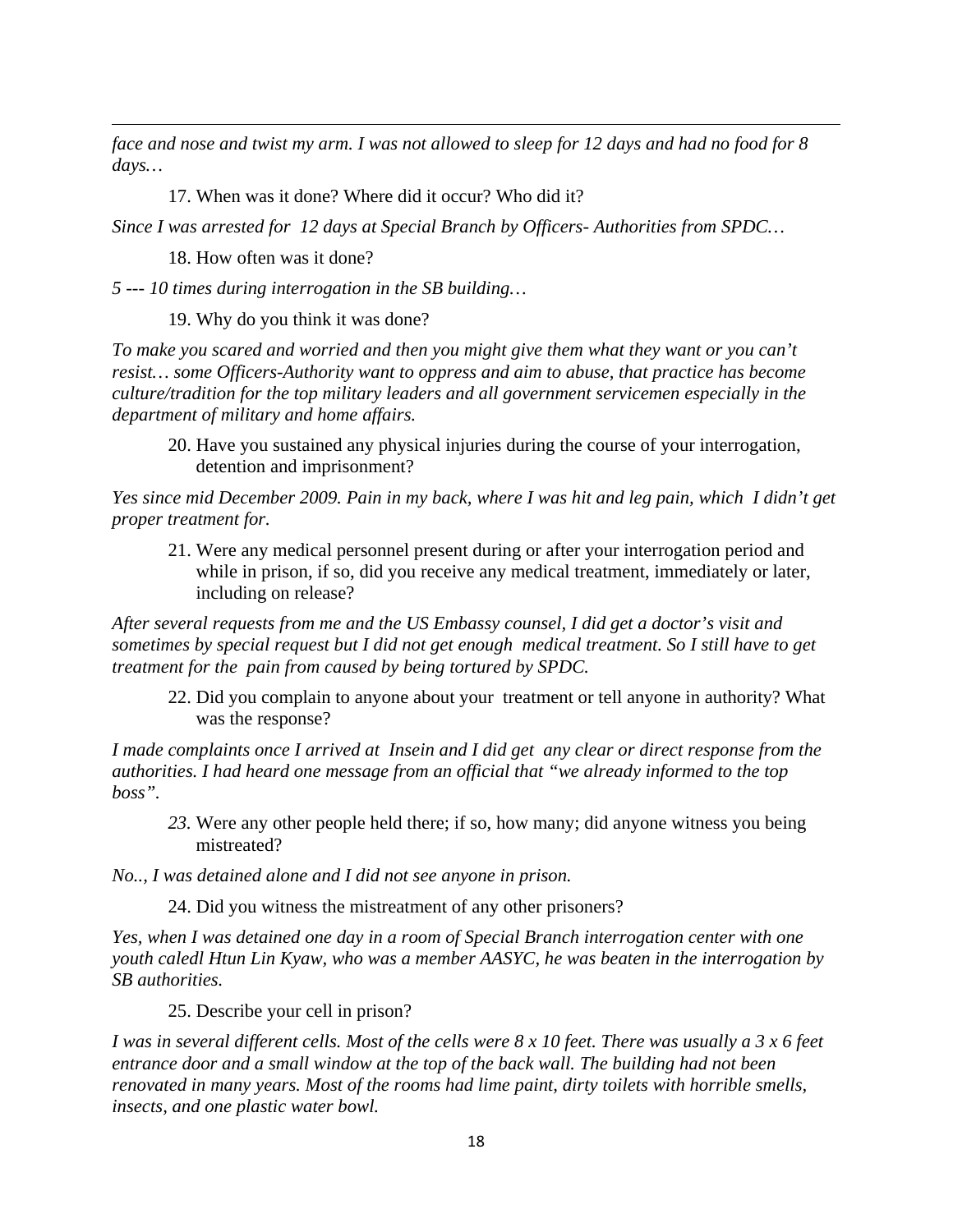*face and nose and twist my arm. I was not allowed to sleep for 12 days and had no food for 8 days…*

17. When was it done? Where did it occur? Who did it?

*Since I was arrested for 12 days at Special Branch by Officers- Authorities from SPDC…*

18. How often was it done?

*5 --- 10 times during interrogation in the SB building…*

19. Why do you think it was done?

*To make you scared and worried and then you might give them what they want or you can't resist… some Officers-Authority want to oppress and aim to abuse, that practice has become culture/tradition for the top military leaders and all government servicemen especially in the department of military and home affairs.*

20. Have you sustained any physical injuries during the course of your interrogation, detention and imprisonment?

*Yes since mid December 2009. Pain in my back, where I was hit and leg pain, which I didn't get proper treatment for.*

21. Were any medical personnel present during or after your interrogation period and while in prison, if so, did you receive any medical treatment, immediately or later, including on release?

*After several requests from me and the US Embassy counsel, I did get a doctor's visit and sometimes by special request but I did not get enough medical treatment. So I still have to get treatment for the pain from caused by being tortured by SPDC.*

22. Did you complain to anyone about your treatment or tell anyone in authority? What was the response?

*I made complaints once I arrived at Insein and I did get any clear or direct response from the authorities. I had heard one message from an official that "we already informed to the top boss".*

*23.* Were any other people held there; if so, how many; did anyone witness you being mistreated?

*No.., I was detained alone and I did not see anyone in prison.*

24. Did you witness the mistreatment of any other prisoners?

*Yes, when I was detained one day in a room of Special Branch interrogation center with one youth caledl Htun Lin Kyaw, who was a member AASYC, he was beaten in the interrogation by SB authorities.*

25. Describe your cell in prison?

*I was in several different cells. Most of the cells were 8 x 10 feet. There was usually a 3 x 6 feet entrance door and a small window at the top of the back wall. The building had not been renovated in many years. Most of the rooms had lime paint, dirty toilets with horrible smells, insects, and one plastic water bowl.*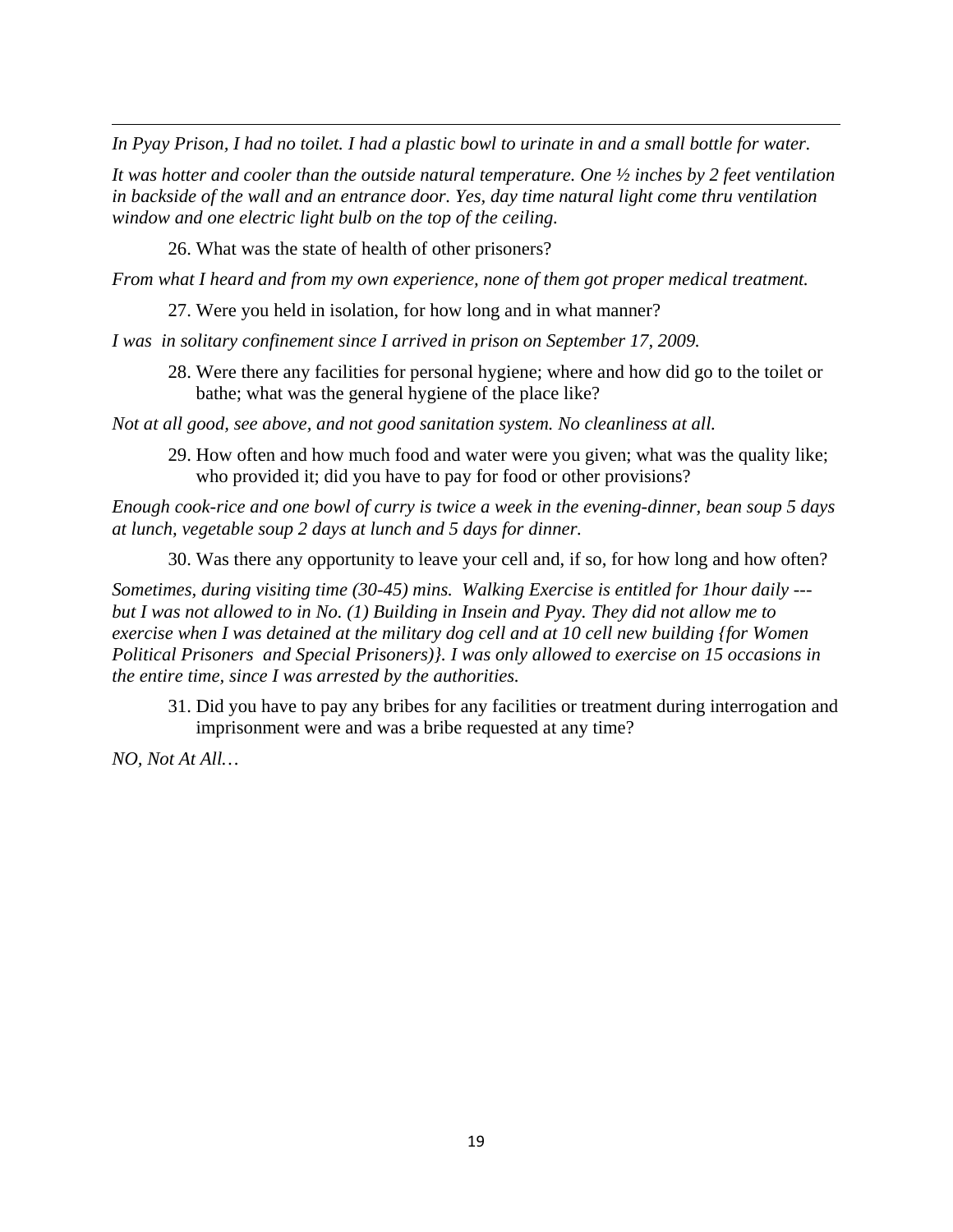*In Pyay Prison, I had no toilet. I had a plastic bowl to urinate in and a small bottle for water.*

*It was hotter and cooler than the outside natural temperature. One ½ inches by 2 feet ventilation in backside of the wall and an entrance door. Yes, day time natural light come thru ventilation window and one electric light bulb on the top of the ceiling.*

26. What was the state of health of other prisoners?

*From what I heard and from my own experience, none of them got proper medical treatment.*

27. Were you held in isolation, for how long and in what manner?

*I was in solitary confinement since I arrived in prison on September 17, 2009.*

28. Were there any facilities for personal hygiene; where and how did go to the toilet or bathe; what was the general hygiene of the place like?

*Not at all good, see above, and not good sanitation system. No cleanliness at all.*

29. How often and how much food and water were you given; what was the quality like; who provided it; did you have to pay for food or other provisions?

*Enough cook-rice and one bowl of curry is twice a week in the evening-dinner, bean soup 5 days at lunch, vegetable soup 2 days at lunch and 5 days for dinner.*

30. Was there any opportunity to leave your cell and, if so, for how long and how often?

*Sometimes, during visiting time (30-45) mins. Walking Exercise is entitled for 1hour daily --- but I was not allowed to in No. (1) Building in Insein and Pyay. They did not allow me to exercise when I was detained at the military dog cell and at 10 cell new building {for Women Political Prisoners and Special Prisoners)}. I was only allowed to exercise on 15 occasions in the entire time, since I was arrested by the authorities.*

31. Did you have to pay any bribes for any facilities or treatment during interrogation and imprisonment were and was a bribe requested at any time?

*NO, Not At All…*